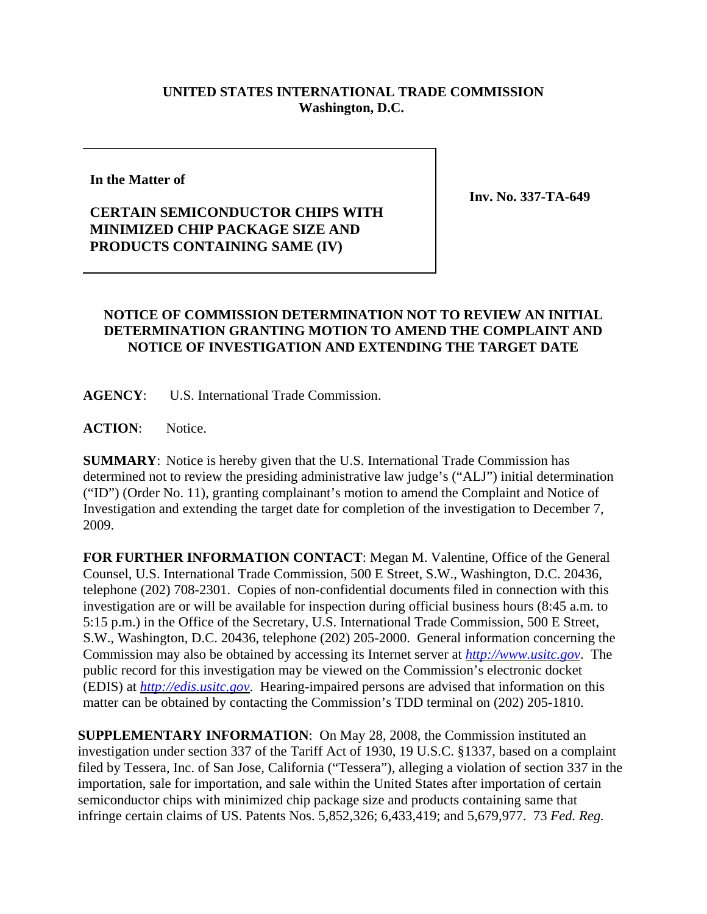**UNITED STATES INTERNATIONAL TRADE COMMISSION**
**Washington, D.C.**

**In the Matter of**

**CERTAIN SEMICONDUCTOR CHIPS WITH MINIMIZED CHIP PACKAGE SIZE AND PRODUCTS CONTAINING SAME (IV)**

**Inv. No. 337-TA-649**

**NOTICE OF COMMISSION DETERMINATION NOT TO REVIEW AN INITIAL DETERMINATION GRANTING MOTION TO AMEND THE COMPLAINT AND NOTICE OF INVESTIGATION AND EXTENDING THE TARGET DATE**

**AGENCY**: U.S. International Trade Commission.

**ACTION**: Notice.

**SUMMARY**: Notice is hereby given that the U.S. International Trade Commission has determined not to review the presiding administrative law judge's ("ALJ") initial determination ("ID") (Order No. 11), granting complainant's motion to amend the Complaint and Notice of Investigation and extending the target date for completion of the investigation to December 7, 2009.

**FOR FURTHER INFORMATION CONTACT**: Megan M. Valentine, Office of the General Counsel, U.S. International Trade Commission, 500 E Street, S.W., Washington, D.C. 20436, telephone (202) 708-2301. Copies of non-confidential documents filed in connection with this investigation are or will be available for inspection during official business hours (8:45 a.m. to 5:15 p.m.) in the Office of the Secretary, U.S. International Trade Commission, 500 E Street, S.W., Washington, D.C. 20436, telephone (202) 205-2000. General information concerning the Commission may also be obtained by accessing its Internet server at *http://www.usitc.gov*. The public record for this investigation may be viewed on the Commission's electronic docket (EDIS) at *http://edis.usitc.gov*. Hearing-impaired persons are advised that information on this matter can be obtained by contacting the Commission's TDD terminal on (202) 205-1810.

**SUPPLEMENTARY INFORMATION**: On May 28, 2008, the Commission instituted an investigation under section 337 of the Tariff Act of 1930, 19 U.S.C. §1337, based on a complaint filed by Tessera, Inc. of San Jose, California ("Tessera"), alleging a violation of section 337 in the importation, sale for importation, and sale within the United States after importation of certain semiconductor chips with minimized chip package size and products containing same that infringe certain claims of US. Patents Nos. 5,852,326; 6,433,419; and 5,679,977. 73 *Fed. Reg.*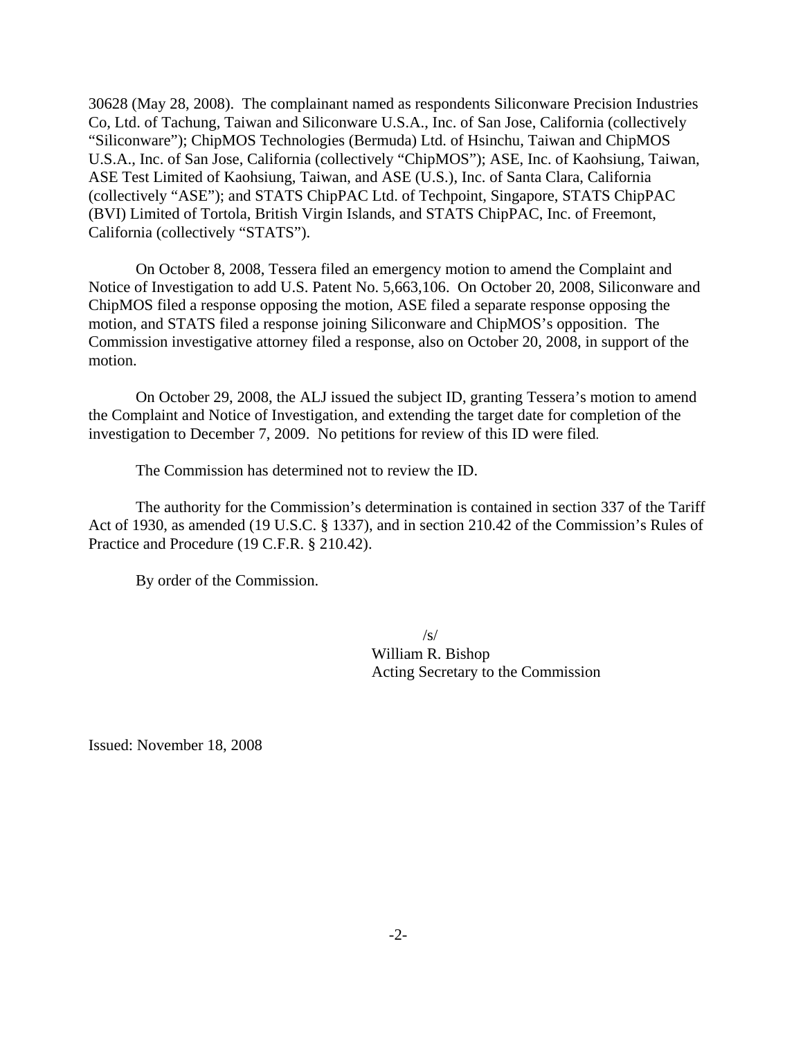30628 (May 28, 2008). The complainant named as respondents Siliconware Precision Industries Co, Ltd. of Tachung, Taiwan and Siliconware U.S.A., Inc. of San Jose, California (collectively "Siliconware"); ChipMOS Technologies (Bermuda) Ltd. of Hsinchu, Taiwan and ChipMOS U.S.A., Inc. of San Jose, California (collectively "ChipMOS"); ASE, Inc. of Kaohsiung, Taiwan, ASE Test Limited of Kaohsiung, Taiwan, and ASE (U.S.), Inc. of Santa Clara, California (collectively "ASE"); and STATS ChipPAC Ltd. of Techpoint, Singapore, STATS ChipPAC (BVI) Limited of Tortola, British Virgin Islands, and STATS ChipPAC, Inc. of Freemont, California (collectively "STATS").

On October 8, 2008, Tessera filed an emergency motion to amend the Complaint and Notice of Investigation to add U.S. Patent No. 5,663,106. On October 20, 2008, Siliconware and ChipMOS filed a response opposing the motion, ASE filed a separate response opposing the motion, and STATS filed a response joining Siliconware and ChipMOS's opposition. The Commission investigative attorney filed a response, also on October 20, 2008, in support of the motion.

On October 29, 2008, the ALJ issued the subject ID, granting Tessera's motion to amend the Complaint and Notice of Investigation, and extending the target date for completion of the investigation to December 7, 2009. No petitions for review of this ID were filed.

The Commission has determined not to review the ID.

The authority for the Commission's determination is contained in section 337 of the Tariff Act of 1930, as amended (19 U.S.C. § 1337), and in section 210.42 of the Commission's Rules of Practice and Procedure (19 C.F.R. § 210.42).

By order of the Commission.

/s/
William R. Bishop
Acting Secretary to the Commission

Issued: November 18, 2008